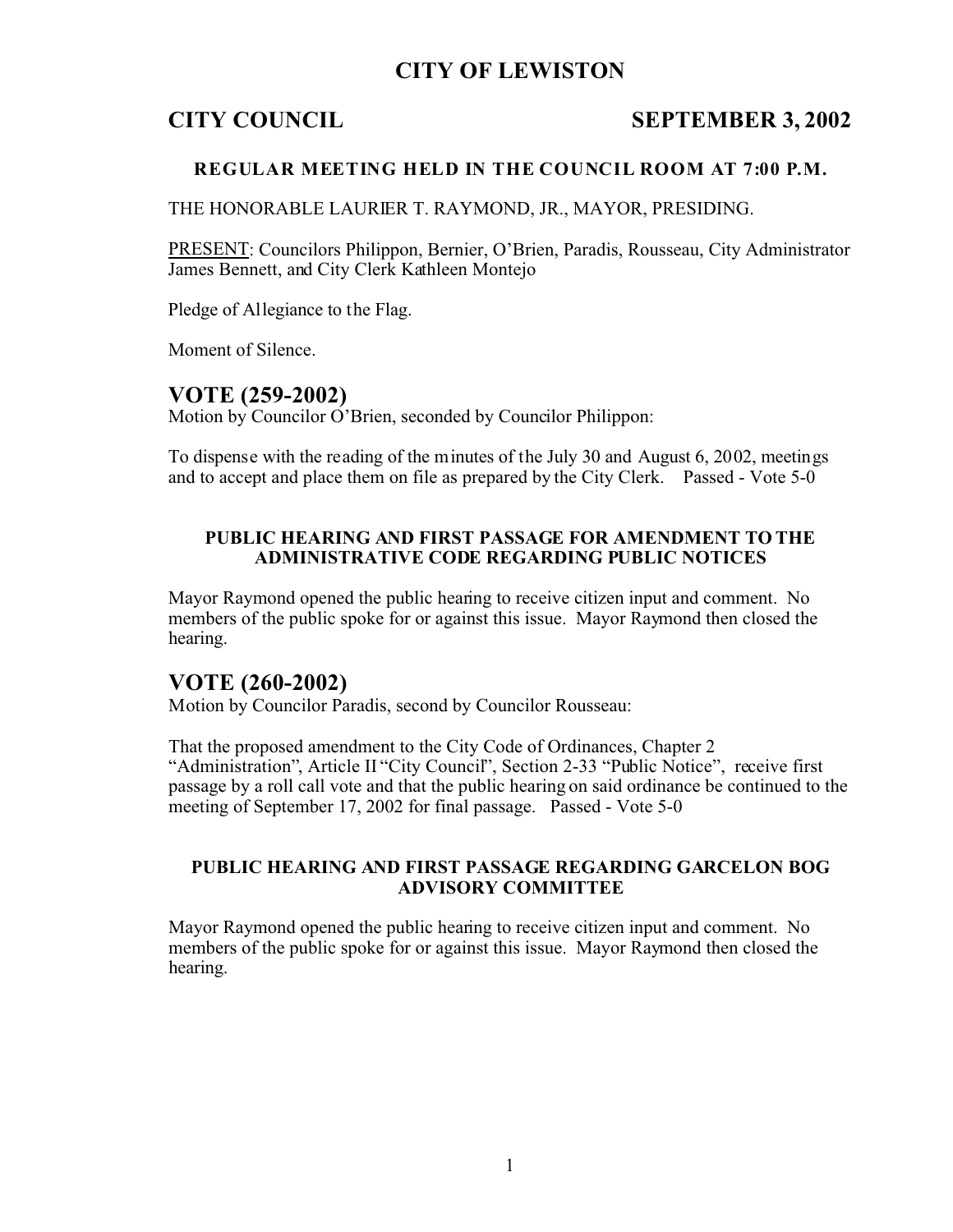# CITY OF LEWISTON

## CITY COUNCIL SEPTEMBER 3, 2002

**REGULAR MEETING HELD IN THE COUNCIL ROOM AT 7:00 P.M.**

THE HONORABLE LAURIER T. RAYMOND, JR., MAYOR, PRESIDING.

PRESENT: Councilors Philippon, Bernier, O'Brien, Paradis, Rousseau, City Administrator James Bennett, and City Clerk Kathleen Montejo

Pledge of Allegiance to the Flag.

Moment of Silence.

## VOTE (259-2002)

Motion by Councilor O'Brien, seconded by Councilor Philippon:

To dispense with the reading of the minutes of the July 30 and August 6, 2002, meetings and to accept and place them on file as prepared by the City Clerk. Passed - Vote 5-0

### PUBLIC HEARING AND FIRST PASSAGE FOR AMENDMENT TO THE ADMINISTRATIVE CODE REGARDING PUBLIC NOTICES

Mayor Raymond opened the public hearing to receive citizen input and comment. No members of the public spoke for or against this issue. Mayor Raymond then closed the hearing.

## VOTE (260-2002)

Motion by Councilor Paradis, second by Councilor Rousseau:

That the proposed amendment to the City Code of Ordinances, Chapter 2 "Administration", Article II "City Council", Section 2-33 "Public Notice", receive first passage by a roll call vote and that the public hearing on said ordinance be continued to the meeting of September 17, 2002 for final passage. Passed - Vote 5-0

### PUBLIC HEARING AND FIRST PASSAGE REGARDING GARCELON BOG ADVISORY COMMITTEE

Mayor Raymond opened the public hearing to receive citizen input and comment. No members of the public spoke for or against this issue. Mayor Raymond then closed the hearing.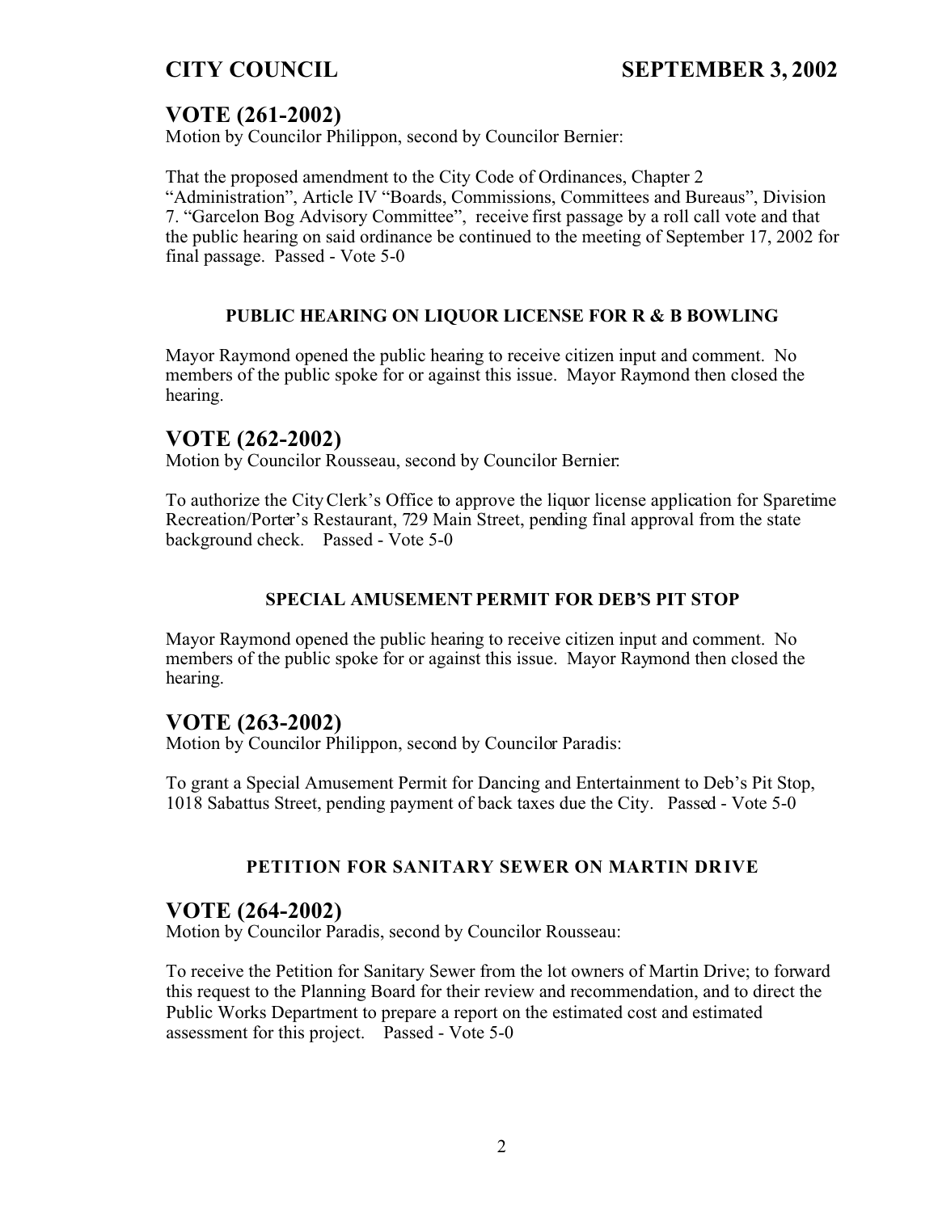## VOTE (261-2002)

Motion by Councilor Philippon, second by Councilor Bernier:

That the proposed amendment to the City Code of Ordinances, Chapter 2 "Administration", Article IV "Boards, Commissions, Committees and Bureaus", Division 7. "Garcelon Bog Advisory Committee", receive first passage by a roll call vote and that the public hearing on said ordinance be continued to the meeting of September 17, 2002 for final passage. Passed - Vote 5-0

### PUBLIC HEARING ON LIQUOR LICENSE FOR R & B BOWLING

Mayor Raymond opened the public hearing to receive citizen input and comment. No members of the public spoke for or against this issue. Mayor Raymond then closed the hearing.

## VOTE (262-2002)

Motion by Councilor Rousseau, second by Councilor Bernier:

To authorize the City Clerk's Office to approve the liquor license application for Sparetime Recreation/Porter's Restaurant, 729 Main Street, pending final approval from the state background check. Passed - Vote 5-0

### SPECIAL AMUSEMENT PERMIT FOR DEB'S PIT STOP

Mayor Raymond opened the public hearing to receive citizen input and comment. No members of the public spoke for or against this issue. Mayor Raymond then closed the hearing.

## VOTE (263-2002)

Motion by Councilor Philippon, second by Councilor Paradis:

To grant a Special Amusement Permit for Dancing and Entertainment to Deb's Pit Stop, 1018 Sabattus Street, pending payment of back taxes due the City. Passed - Vote 5-0

### PETITION FOR SANITARY SEWER ON MARTIN DRIVE

## VOTE (264-2002)

Motion by Councilor Paradis, second by Councilor Rousseau:

To receive the Petition for Sanitary Sewer from the lot owners of Martin Drive; to forward this request to the Planning Board for their review and recommendation, and to direct the Public Works Department to prepare a report on the estimated cost and estimated assessment for this project. Passed - Vote 5-0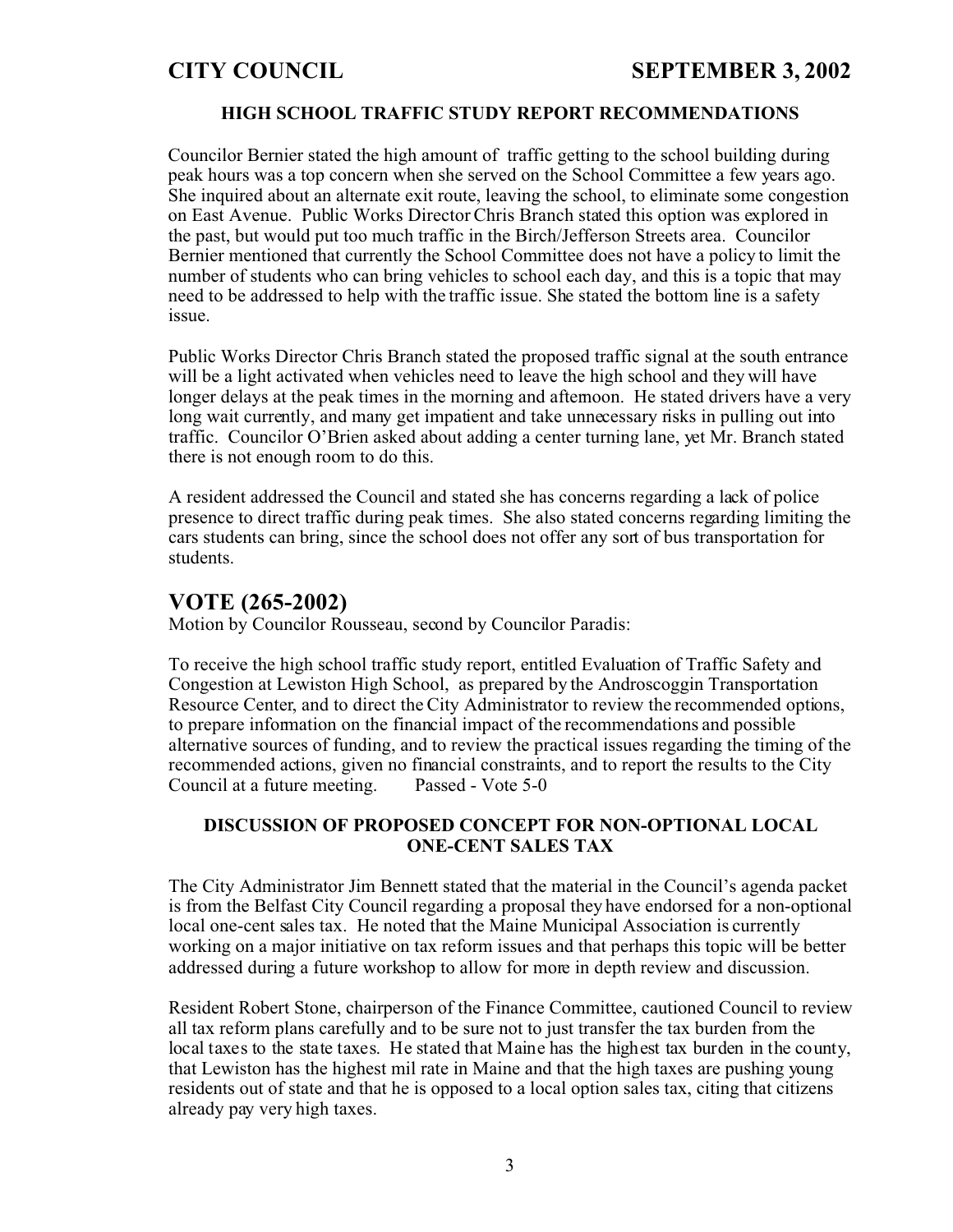### HIGH SCHOOL TRAFFIC STUDY REPORT RECOMMENDATIONS

Councilor Bernier stated the high amount of traffic getting to the school building during peak hours was a top concern when she served on the School Committee a few years ago. She inquired about an alternate exit route, leaving the school, to eliminate some congestion on East Avenue. Public Works Director Chris Branch stated this option was explored in the past, but would put too much traffic in the Birch/Jefferson Streets area. Councilor Bernier mentioned that currently the School Committee does not have a policy to limit the number of students who can bring vehicles to school each day, and this is a topic that may need to be addressed to help with the traffic issue. She stated the bottom line is a safety issue.

Public Works Director Chris Branch stated the proposed traffic signal at the south entrance will be a light activated when vehicles need to leave the high school and they will have longer delays at the peak times in the morning and afternoon. He stated drivers have a very long wait currently, and many get impatient and take unnecessary risks in pulling out into traffic. Councilor O'Brien asked about adding a center turning lane, yet Mr. Branch stated there is not enough room to do this.

A resident addressed the Council and stated she has concerns regarding a lack of police presence to direct traffic during peak times. She also stated concerns regarding limiting the cars students can bring, since the school does not offer any sort of bus transportation for students.

## VOTE (265-2002)

Motion by Councilor Rousseau, second by Councilor Paradis:

To receive the high school traffic study report, entitled Evaluation of Traffic Safety and Congestion at Lewiston High School, as prepared by the Androscoggin Transportation Resource Center, and to direct the City Administrator to review the recommended options, to prepare information on the financial impact of the recommendations and possible alternative sources of funding, and to review the practical issues regarding the timing of the recommended actions, given no financial constraints, and to report the results to the City Council at a future meeting. Passed - Vote 5-0

### DISCUSSION OF PROPOSED CONCEPT FOR NON-OPTIONAL LOCAL ONE-CENT SALES TAX

The City Administrator Jim Bennett stated that the material in the Council's agenda packet is from the Belfast City Council regarding a proposal they have endorsed for a non-optional local one-cent sales tax. He noted that the Maine Municipal Association is currently working on a major initiative on tax reform issues and that perhaps this topic will be better addressed during a future workshop to allow for more in depth review and discussion.

Resident Robert Stone, chairperson of the Finance Committee, cautioned Council to review all tax reform plans carefully and to be sure not to just transfer the tax burden from the local taxes to the state taxes. He stated that Maine has the highest tax burden in the county, that Lewiston has the highest mil rate in Maine and that the high taxes are pushing young residents out of state and that he is opposed to a local option sales tax, citing that citizens already pay very high taxes.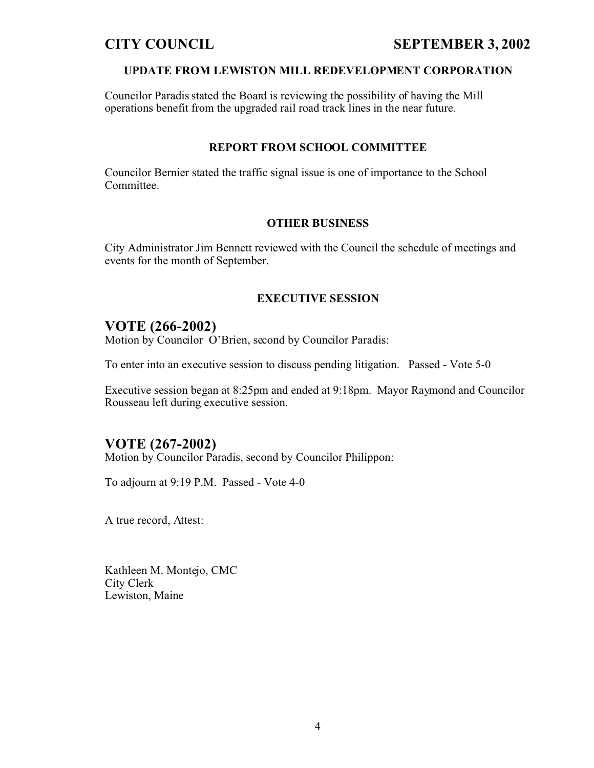### UPDATE FROM LEWISTON MILL REDEVELOPMENT CORPORATION

Councilor Paradis stated the Board is reviewing the possibility of having the Mill operations benefit from the upgraded rail road track lines in the near future.

### REPORT FROM SCHOOL COMMITTEE

Councilor Bernier stated the traffic signal issue is one of importance to the School Committee.

### OTHER BUSINESS

City Administrator Jim Bennett reviewed with the Council the schedule of meetings and events for the month of September.

### EXECUTIVE SESSION

## VOTE (266-2002)

Motion by Councilor O'Brien, second by Councilor Paradis:

To enter into an executive session to discuss pending litigation. Passed - Vote 5-0

Executive session began at 8:25pm and ended at 9:18pm. Mayor Raymond and Councilor Rousseau left during executive session.

## VOTE (267-2002)

Motion by Councilor Paradis, second by Councilor Philippon:

To adjourn at 9:19 P.M. Passed - Vote 4-0

A true record, Attest:

Kathleen M. Montejo, CMC
City Clerk
Lewiston, Maine